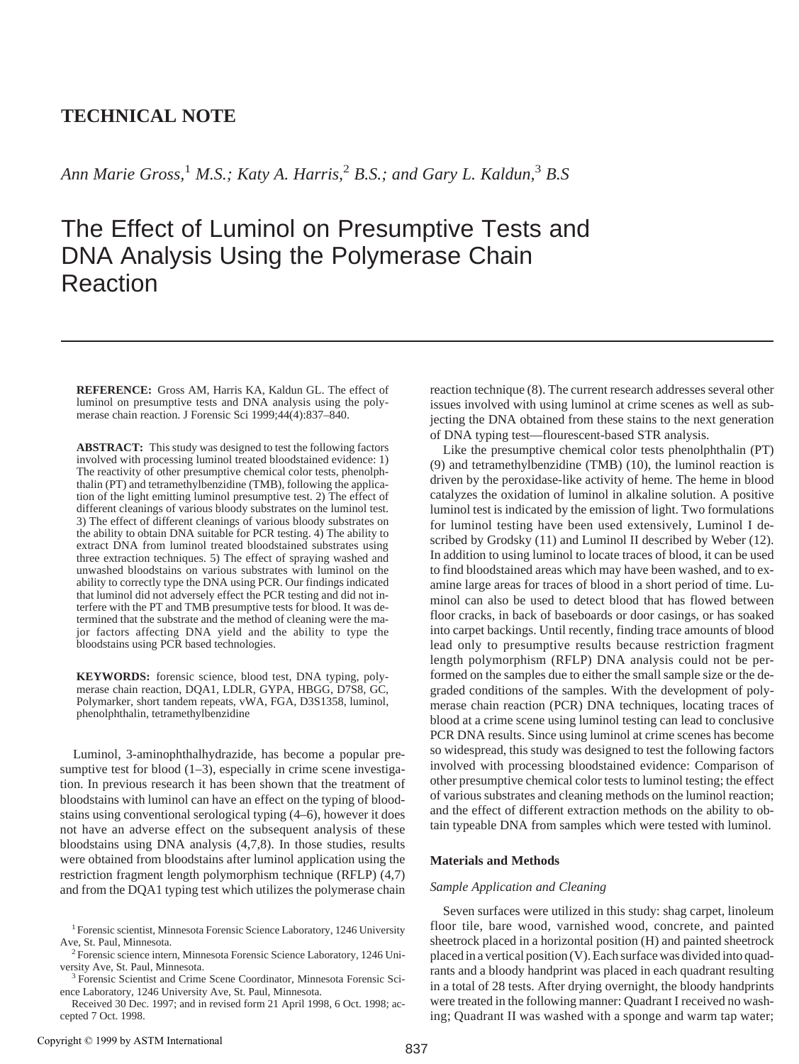**TECHNICAL NOTE**

*Ann Marie Gross,*[1] *M.S.; Katy A. Harris,*[2] *B.S.; and Gary L. Kaldun,*[3] *B.S*

# The Effect of Luminol on Presumptive Tests and DNA Analysis Using the Polymerase Chain Reaction

**REFERENCE:** Gross AM, Harris KA, Kaldun GL. The effect of luminol on presumptive tests and DNA analysis using the polymerase chain reaction. J Forensic Sci 1999;44(4):837–840.

**ABSTRACT:** This study was designed to test the following factors involved with processing luminol treated bloodstained evidence: 1) The reactivity of other presumptive chemical color tests, phenolphthalin (PT) and tetramethylbenzidine (TMB), following the application of the light emitting luminol presumptive test. 2) The effect of different cleanings of various bloody substrates on the luminol test. 3) The effect of different cleanings of various bloody substrates on the ability to obtain DNA suitable for PCR testing. 4) The ability to extract DNA from luminol treated bloodstained substrates using three extraction techniques. 5) The effect of spraying washed and unwashed bloodstains on various substrates with luminol on the ability to correctly type the DNA using PCR. Our findings indicated that luminol did not adversely effect the PCR testing and did not interfere with the PT and TMB presumptive tests for blood. It was determined that the substrate and the method of cleaning were the major factors affecting DNA yield and the ability to type the bloodstains using PCR based technologies.

**KEYWORDS:** forensic science, blood test, DNA typing, polymerase chain reaction, DQA1, LDLR, GYPA, HBGG, D7S8, GC, Polymarker, short tandem repeats, vWA, FGA, D3S1358, luminol, phenolphthalin, tetramethylbenzidine

Luminol, 3-aminophthalhydrazide, has become a popular presumptive test for blood (1–3), especially in crime scene investigation. In previous research it has been shown that the treatment of bloodstains with luminol can have an effect on the typing of bloodstains using conventional serological typing (4–6), however it does not have an adverse effect on the subsequent analysis of these bloodstains using DNA analysis (4,7,8). In those studies, results were obtained from bloodstains after luminol application using the restriction fragment length polymorphism technique (RFLP) (4,7) and from the DQA1 typing test which utilizes the polymerase chain reaction technique (8). The current research addresses several other issues involved with using luminol at crime scenes as well as subjecting the DNA obtained from these stains to the next generation of DNA typing test—flourescent-based STR analysis.

Like the presumptive chemical color tests phenolphthalin (PT) (9) and tetramethylbenzidine (TMB) (10), the luminol reaction is driven by the peroxidase-like activity of heme. The heme in blood catalyzes the oxidation of luminol in alkaline solution. A positive luminol test is indicated by the emission of light. Two formulations for luminol testing have been used extensively, Luminol I described by Grodsky (11) and Luminol II described by Weber (12). In addition to using luminol to locate traces of blood, it can be used to find bloodstained areas which may have been washed, and to examine large areas for traces of blood in a short period of time. Luminol can also be used to detect blood that has flowed between floor cracks, in back of baseboards or door casings, or has soaked into carpet backings. Until recently, finding trace amounts of blood lead only to presumptive results because restriction fragment length polymorphism (RFLP) DNA analysis could not be performed on the samples due to either the small sample size or the degraded conditions of the samples. With the development of polymerase chain reaction (PCR) DNA techniques, locating traces of blood at a crime scene using luminol testing can lead to conclusive PCR DNA results. Since using luminol at crime scenes has become so widespread, this study was designed to test the following factors involved with processing bloodstained evidence: Comparison of other presumptive chemical color tests to luminol testing; the effect of various substrates and cleaning methods on the luminol reaction; and the effect of different extraction methods on the ability to obtain typeable DNA from samples which were tested with luminol.

## Materials and Methods

### *Sample Application and Cleaning*

Seven surfaces were utilized in this study: shag carpet, linoleum floor tile, bare wood, varnished wood, concrete, and painted sheetrock placed in a horizontal position (H) and painted sheetrock placed in a vertical position (V). Each surface was divided into quadrants and a bloody handprint was placed in each quadrant resulting in a total of 28 tests. After drying overnight, the bloody handprints were treated in the following manner: Quadrant I received no washing; Quadrant II was washed with a sponge and warm tap water;

[1] Forensic scientist, Minnesota Forensic Science Laboratory, 1246 University Ave, St. Paul, Minnesota.

[2] Forensic science intern, Minnesota Forensic Science Laboratory, 1246 University Ave, St. Paul, Minnesota.

[3] Forensic Scientist and Crime Scene Coordinator, Minnesota Forensic Science Laboratory, 1246 University Ave, St. Paul, Minnesota.

Received 30 Dec. 1997; and in revised form 21 April 1998, 6 Oct. 1998; accepted 7 Oct. 1998.

Copyright © 1999 by ASTM International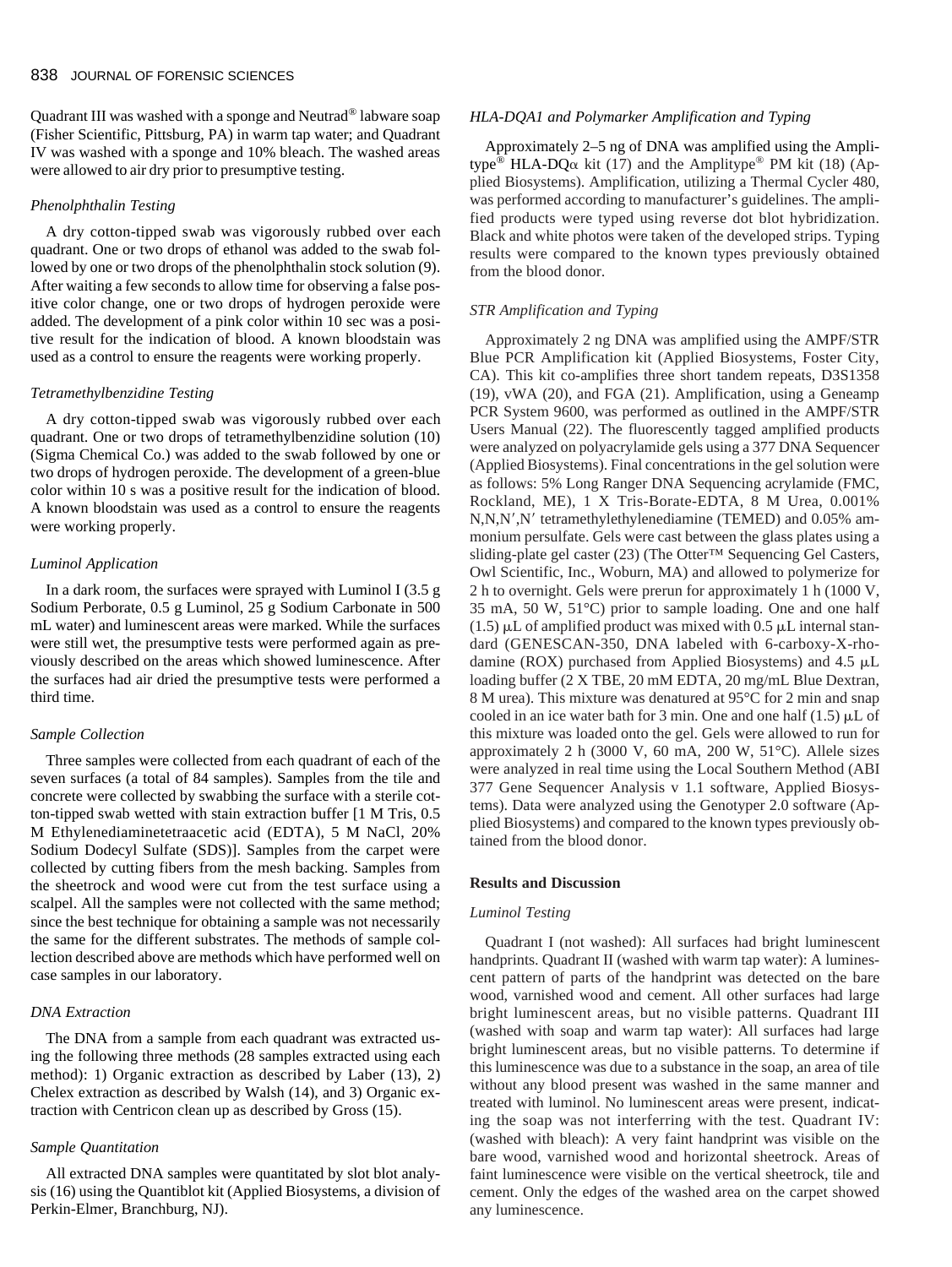Quadrant III was washed with a sponge and Neutrad® labware soap (Fisher Scientific, Pittsburg, PA) in warm tap water; and Quadrant IV was washed with a sponge and 10% bleach. The washed areas were allowed to air dry prior to presumptive testing.

### *Phenolphthalin Testing*

A dry cotton-tipped swab was vigorously rubbed over each quadrant. One or two drops of ethanol was added to the swab followed by one or two drops of the phenolphthalin stock solution (9). After waiting a few seconds to allow time for observing a false positive color change, one or two drops of hydrogen peroxide were added. The development of a pink color within 10 sec was a positive result for the indication of blood. A known bloodstain was used as a control to ensure the reagents were working properly.

### *Tetramethylbenzidine Testing*

A dry cotton-tipped swab was vigorously rubbed over each quadrant. One or two drops of tetramethylbenzidine solution (10) (Sigma Chemical Co.) was added to the swab followed by one or two drops of hydrogen peroxide. The development of a green-blue color within 10 s was a positive result for the indication of blood. A known bloodstain was used as a control to ensure the reagents were working properly.

### *Luminol Application*

In a dark room, the surfaces were sprayed with Luminol I (3.5 g Sodium Perborate, 0.5 g Luminol, 25 g Sodium Carbonate in 500 mL water) and luminescent areas were marked. While the surfaces were still wet, the presumptive tests were performed again as previously described on the areas which showed luminescence. After the surfaces had air dried the presumptive tests were performed a third time.

### *Sample Collection*

Three samples were collected from each quadrant of each of the seven surfaces (a total of 84 samples). Samples from the tile and concrete were collected by swabbing the surface with a sterile cotton-tipped swab wetted with stain extraction buffer [1 M Tris, 0.5 M Ethylenediaminetetraacetic acid (EDTA), 5 M NaCl, 20% Sodium Dodecyl Sulfate (SDS)]. Samples from the carpet were collected by cutting fibers from the mesh backing. Samples from the sheetrock and wood were cut from the test surface using a scalpel. All the samples were not collected with the same method; since the best technique for obtaining a sample was not necessarily the same for the different substrates. The methods of sample collection described above are methods which have performed well on case samples in our laboratory.

### *DNA Extraction*

The DNA from a sample from each quadrant was extracted using the following three methods (28 samples extracted using each method): 1) Organic extraction as described by Laber (13), 2) Chelex extraction as described by Walsh (14), and 3) Organic extraction with Centricon clean up as described by Gross (15).

### *Sample Quantitation*

All extracted DNA samples were quantitated by slot blot analysis (16) using the Quantiblot kit (Applied Biosystems, a division of Perkin-Elmer, Branchburg, NJ).

### *HLA-DQA1 and Polymarker Amplification and Typing*

Approximately 2–5 ng of DNA was amplified using the Amplitype® HLA-DQα kit (17) and the Amplitype® PM kit (18) (Applied Biosystems). Amplification, utilizing a Thermal Cycler 480, was performed according to manufacturer's guidelines. The amplified products were typed using reverse dot blot hybridization. Black and white photos were taken of the developed strips. Typing results were compared to the known types previously obtained from the blood donor.

### *STR Amplification and Typing*

Approximately 2 ng DNA was amplified using the AMPF/STR Blue PCR Amplification kit (Applied Biosystems, Foster City, CA). This kit co-amplifies three short tandem repeats, D3S1358 (19), vWA (20), and FGA (21). Amplification, using a Geneamp PCR System 9600, was performed as outlined in the AMPF/STR Users Manual (22). The fluorescently tagged amplified products were analyzed on polyacrylamide gels using a 377 DNA Sequencer (Applied Biosystems). Final concentrations in the gel solution were as follows: 5% Long Ranger DNA Sequencing acrylamide (FMC, Rockland, ME), 1 X Tris-Borate-EDTA, 8 M Urea, 0.001% N,N,N′,N′ tetramethylethylenediamine (TEMED) and 0.05% ammonium persulfate. Gels were cast between the glass plates using a sliding-plate gel caster (23) (The Otter™ Sequencing Gel Casters, Owl Scientific, Inc., Woburn, MA) and allowed to polymerize for 2 h to overnight. Gels were prerun for approximately 1 h (1000 V, 35 mA, 50 W, 51°C) prior to sample loading. One and one half (1.5) μL of amplified product was mixed with 0.5 μL internal standard (GENESCAN-350, DNA labeled with 6-carboxy-X-rhodamine (ROX) purchased from Applied Biosystems) and 4.5 μL loading buffer (2 X TBE, 20 mM EDTA, 20 mg/mL Blue Dextran, 8 M urea). This mixture was denatured at 95°C for 2 min and snap cooled in an ice water bath for 3 min. One and one half (1.5) μL of this mixture was loaded onto the gel. Gels were allowed to run for approximately 2 h (3000 V, 60 mA, 200 W, 51°C). Allele sizes were analyzed in real time using the Local Southern Method (ABI 377 Gene Sequencer Analysis v 1.1 software, Applied Biosystems). Data were analyzed using the Genotyper 2.0 software (Applied Biosystems) and compared to the known types previously obtained from the blood donor.

## Results and Discussion

### *Luminol Testing*

Quadrant I (not washed): All surfaces had bright luminescent handprints. Quadrant II (washed with warm tap water): A luminescent pattern of parts of the handprint was detected on the bare wood, varnished wood and cement. All other surfaces had large bright luminescent areas, but no visible patterns. Quadrant III (washed with soap and warm tap water): All surfaces had large bright luminescent areas, but no visible patterns. To determine if this luminescence was due to a substance in the soap, an area of tile without any blood present was washed in the same manner and treated with luminol. No luminescent areas were present, indicating the soap was not interferring with the test. Quadrant IV: (washed with bleach): A very faint handprint was visible on the bare wood, varnished wood and horizontal sheetrock. Areas of faint luminescence were visible on the vertical sheetrock, tile and cement. Only the edges of the washed area on the carpet showed any luminescence.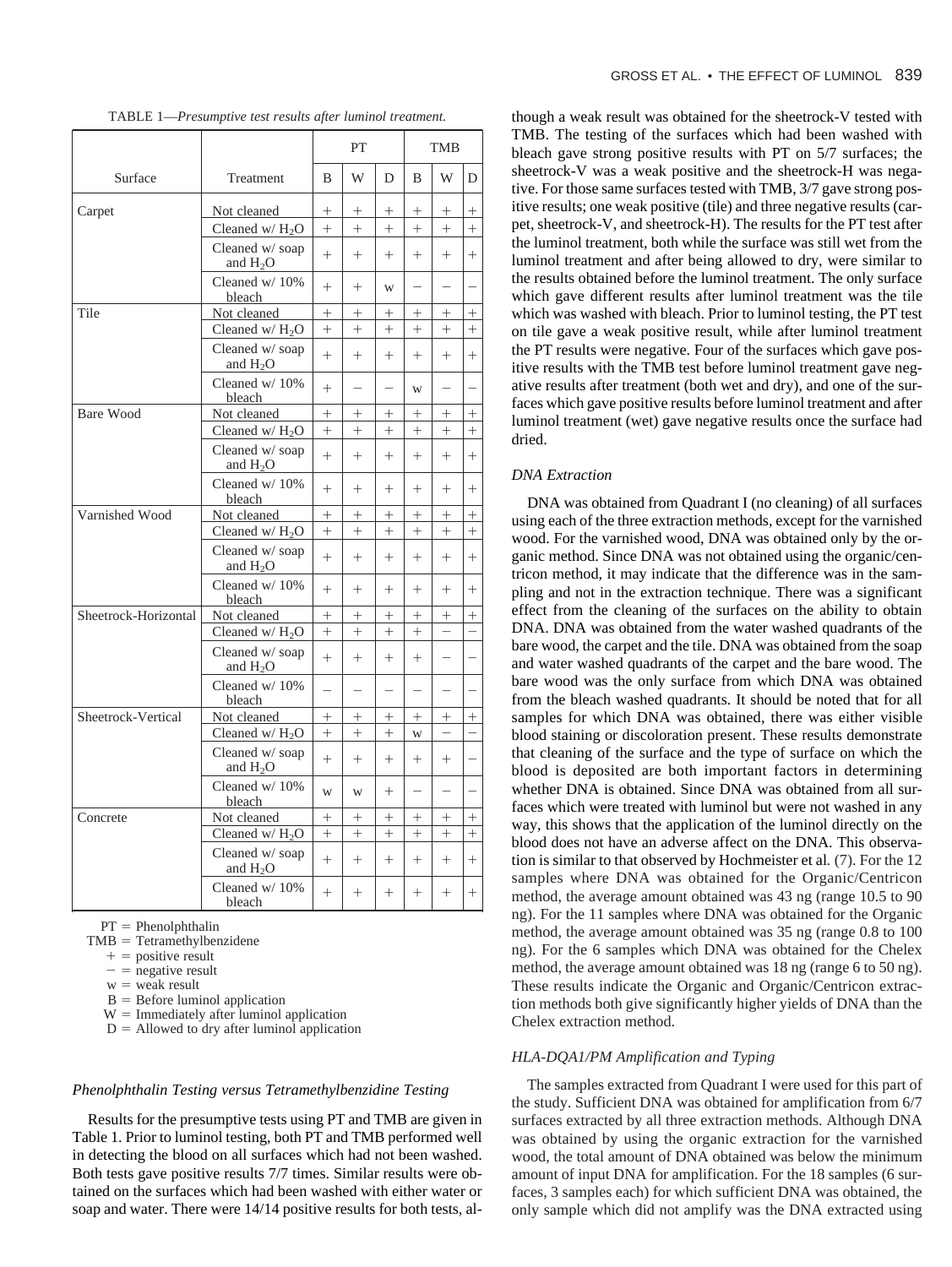TABLE 1—*Presumptive test results after luminol treatment.*

| | | PT | | | TMB | | |
|---|---|---|---|---|---|---|---|
| Surface | Treatment | B | W | D | B | W | D |
| Carpet | Not cleaned | + | + | + | + | + | + |
| | Cleaned w/ $H_2O$ | + | + | + | + | + | + |
| | Cleaned w/ soap and $H_2O$ | + | + | + | + | + | + |
| | Cleaned w/ 10% bleach | + | + | w | − | − | − |
| Tile | Not cleaned | + | + | + | + | + | + |
| | Cleaned w/ $H_2O$ | + | + | + | + | + | + |
| | Cleaned w/ soap and $H_2O$ | + | + | + | + | + | + |
| | Cleaned w/ 10% bleach | + | − | − | w | − | − |
| Bare Wood | Not cleaned | + | + | + | + | + | + |
| | Cleaned w/ $H_2O$ | + | + | + | + | + | + |
| | Cleaned w/ soap and $H_2O$ | + | + | + | + | + | + |
| | Cleaned w/ 10% bleach | + | + | + | + | + | + |
| Varnished Wood | Not cleaned | + | + | + | + | + | + |
| | Cleaned w/ $H_2O$ | + | + | + | + | + | + |
| | Cleaned w/ soap and $H_2O$ | + | + | + | + | + | + |
| | Cleaned w/ 10% bleach | + | + | + | + | + | + |
| Sheetrock-Horizontal | Not cleaned | + | + | + | + | + | + |
| | Cleaned w/ $H_2O$ | + | + | + | + | − | − |
| | Cleaned w/ soap and $H_2O$ | + | + | + | + | − | − |
| | Cleaned w/ 10% bleach | − | − | − | − | − | − |
| Sheetrock-Vertical | Not cleaned | + | + | + | + | + | + |
| | Cleaned w/ $H_2O$ | + | + | + | w | − | − |
| | Cleaned w/ soap and $H_2O$ | + | + | + | + | + | − |
| | Cleaned w/ 10% bleach | w | w | + | − | − | − |
| Concrete | Not cleaned | + | + | + | + | + | + |
| | Cleaned w/ $H_2O$ | + | + | + | + | + | + |
| | Cleaned w/ soap and $H_2O$ | + | + | + | + | + | + |
| | Cleaned w/ 10% bleach | + | + | + | + | + | + |

PT = Phenolphthalin
TMB = Tetramethylbenzidene
+ = positive result
− = negative result
w = weak result
B = Before luminol application
W = Immediately after luminol application
D = Allowed to dry after luminol application

### *Phenolphthalin Testing versus Tetramethylbenzidine Testing*

Results for the presumptive tests using PT and TMB are given in Table 1. Prior to luminol testing, both PT and TMB performed well in detecting the blood on all surfaces which had not been washed. Both tests gave positive results 7/7 times. Similar results were obtained on the surfaces which had been washed with either water or soap and water. There were 14/14 positive results for both tests, although a weak result was obtained for the sheetrock-V tested with TMB. The testing of the surfaces which had been washed with bleach gave strong positive results with PT on 5/7 surfaces; the sheetrock-V was a weak positive and the sheetrock-H was negative. For those same surfaces tested with TMB, 3/7 gave strong positive results; one weak positive (tile) and three negative results (carpet, sheetrock-V, and sheetrock-H). The results for the PT test after the luminol treatment, both while the surface was still wet from the luminol treatment and after being allowed to dry, were similar to the results obtained before the luminol treatment. The only surface which gave different results after luminol treatment was the tile which was washed with bleach. Prior to luminol testing, the PT test on tile gave a weak positive result, while after luminol treatment the PT results were negative. Four of the surfaces which gave positive results with the TMB test before luminol treatment gave negative results after treatment (both wet and dry), and one of the surfaces which gave positive results before luminol treatment and after luminol treatment (wet) gave negative results once the surface had dried.

### *DNA Extraction*

DNA was obtained from Quadrant I (no cleaning) of all surfaces using each of the three extraction methods, except for the varnished wood. For the varnished wood, DNA was obtained only by the organic method. Since DNA was not obtained using the organic/centricon method, it may indicate that the difference was in the sampling and not in the extraction technique. There was a significant effect from the cleaning of the surfaces on the ability to obtain DNA. DNA was obtained from the water washed quadrants of the bare wood, the carpet and the tile. DNA was obtained from the soap and water washed quadrants of the carpet and the bare wood. The bare wood was the only surface from which DNA was obtained from the bleach washed quadrants. It should be noted that for all samples for which DNA was obtained, there was either visible blood staining or discoloration present. These results demonstrate that cleaning of the surface and the type of surface on which the blood is deposited are both important factors in determining whether DNA is obtained. Since DNA was obtained from all surfaces which were treated with luminol but were not washed in any way, this shows that the application of the luminol directly on the blood does not have an adverse affect on the DNA. This observation is similar to that observed by Hochmeister et al. (7). For the 12 samples where DNA was obtained for the Organic/Centricon method, the average amount obtained was 43 ng (range 10.5 to 90 ng). For the 11 samples where DNA was obtained for the Organic method, the average amount obtained was 35 ng (range 0.8 to 100 ng). For the 6 samples which DNA was obtained for the Chelex method, the average amount obtained was 18 ng (range 6 to 50 ng). These results indicate the Organic and Organic/Centricon extraction methods both give significantly higher yields of DNA than the Chelex extraction method.

### *HLA-DQA1/PM Amplification and Typing*

The samples extracted from Quadrant I were used for this part of the study. Sufficient DNA was obtained for amplification from 6/7 surfaces extracted by all three extraction methods. Although DNA was obtained by using the organic extraction for the varnished wood, the total amount of DNA obtained was below the minimum amount of input DNA for amplification. For the 18 samples (6 surfaces, 3 samples each) for which sufficient DNA was obtained, the only sample which did not amplify was the DNA extracted using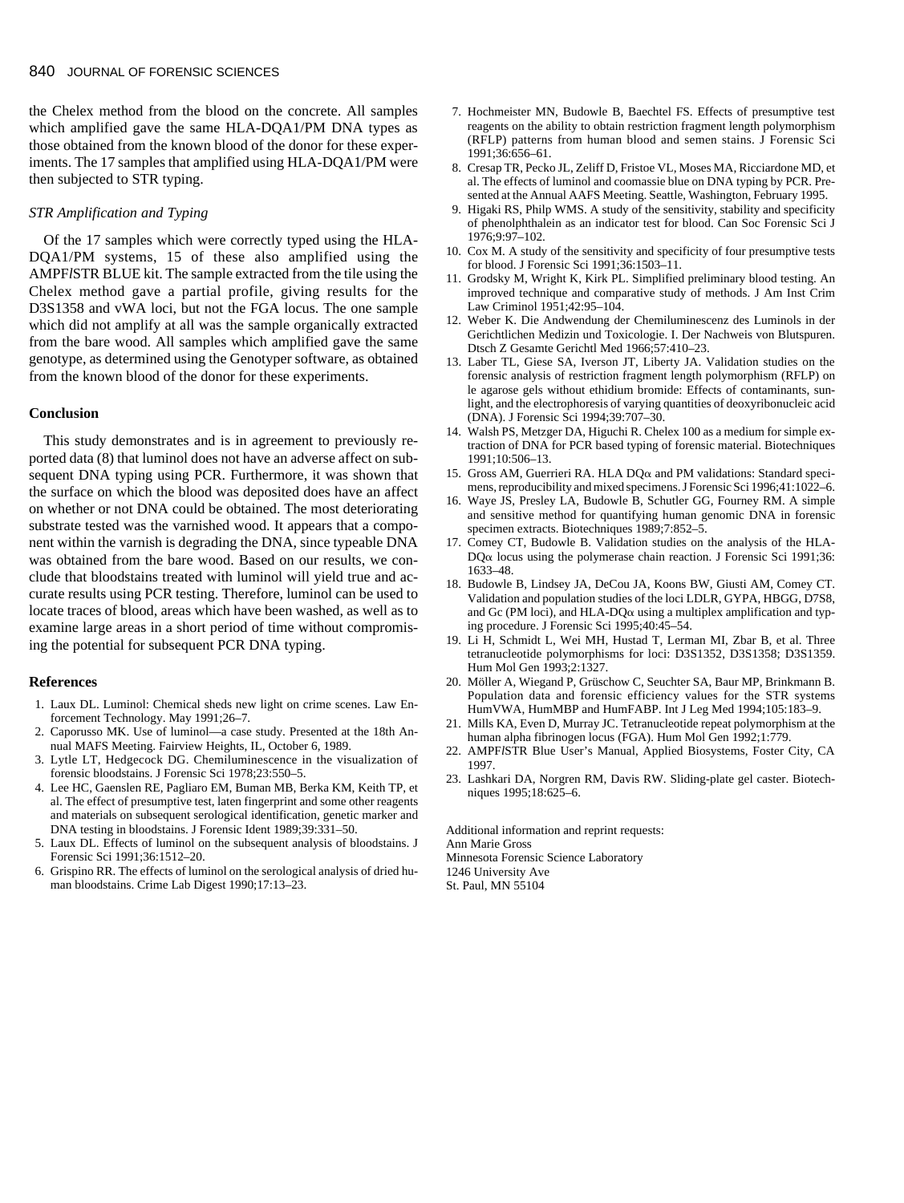the Chelex method from the blood on the concrete. All samples which amplified gave the same HLA-DQA1/PM DNA types as those obtained from the known blood of the donor for these experiments. The 17 samples that amplified using HLA-DQA1/PM were then subjected to STR typing.

### *STR Amplification and Typing*

Of the 17 samples which were correctly typed using the HLA-DQA1/PM systems, 15 of these also amplified using the AMPF*l*STR BLUE kit. The sample extracted from the tile using the Chelex method gave a partial profile, giving results for the D3S1358 and vWA loci, but not the FGA locus. The one sample which did not amplify at all was the sample organically extracted from the bare wood. All samples which amplified gave the same genotype, as determined using the Genotyper software, as obtained from the known blood of the donor for these experiments.

## Conclusion

This study demonstrates and is in agreement to previously reported data (8) that luminol does not have an adverse affect on subsequent DNA typing using PCR. Furthermore, it was shown that the surface on which the blood was deposited does have an affect on whether or not DNA could be obtained. The most deteriorating substrate tested was the varnished wood. It appears that a component within the varnish is degrading the DNA, since typeable DNA was obtained from the bare wood. Based on our results, we conclude that bloodstains treated with luminol will yield true and accurate results using PCR testing. Therefore, luminol can be used to locate traces of blood, areas which have been washed, as well as to examine large areas in a short period of time without compromising the potential for subsequent PCR DNA typing.

## References

1. Laux DL. Luminol: Chemical sheds new light on crime scenes. Law Enforcement Technology. May 1991;26–7.
2. Caporusso MK. Use of luminol—a case study. Presented at the 18th Annual MAFS Meeting. Fairview Heights, IL, October 6, 1989.
3. Lytle LT, Hedgecock DG. Chemiluminescence in the visualization of forensic bloodstains. J Forensic Sci 1978;23:550–5.
4. Lee HC, Gaenslen RE, Pagliaro EM, Buman MB, Berka KM, Keith TP, et al. The effect of presumptive test, laten fingerprint and some other reagents and materials on subsequent serological identification, genetic marker and DNA testing in bloodstains. J Forensic Ident 1989;39:331–50.
5. Laux DL. Effects of luminol on the subsequent analysis of bloodstains. J Forensic Sci 1991;36:1512–20.
6. Grispino RR. The effects of luminol on the serological analysis of dried human bloodstains. Crime Lab Digest 1990;17:13–23.
7. Hochmeister MN, Budowle B, Baechtel FS. Effects of presumptive test reagents on the ability to obtain restriction fragment length polymorphism (RFLP) patterns from human blood and semen stains. J Forensic Sci 1991;36:656–61.
8. Cresap TR, Pecko JL, Zeliff D, Fristoe VL, Moses MA, Ricciardone MD, et al. The effects of luminol and coomassie blue on DNA typing by PCR. Presented at the Annual AAFS Meeting. Seattle, Washington, February 1995.
9. Higaki RS, Philp WMS. A study of the sensitivity, stability and specificity of phenolphthalein as an indicator test for blood. Can Soc Forensic Sci J 1976;9:97–102.
10. Cox M. A study of the sensitivity and specificity of four presumptive tests for blood. J Forensic Sci 1991;36:1503–11.
11. Grodsky M, Wright K, Kirk PL. Simplified preliminary blood testing. An improved technique and comparative study of methods. J Am Inst Crim Law Criminol 1951;42:95–104.
12. Weber K. Die Andwendung der Chemiluminescenz des Luminols in der Gerichtlichen Medizin und Toxicologie. I. Der Nachweis von Blutspuren. Dtsch Z Gesamte Gerichtl Med 1966;57:410–23.
13. Laber TL, Giese SA, Iverson JT, Liberty JA. Validation studies on the forensic analysis of restriction fragment length polymorphism (RFLP) on le agarose gels without ethidium bromide: Effects of contaminants, sunlight, and the electrophoresis of varying quantities of deoxyribonucleic acid (DNA). J Forensic Sci 1994;39:707–30.
14. Walsh PS, Metzger DA, Higuchi R. Chelex 100 as a medium for simple extraction of DNA for PCR based typing of forensic material. Biotechniques 1991;10:506–13.
15. Gross AM, Guerrieri RA. HLA DQα and PM validations: Standard specimens, reproducibility and mixed specimens. J Forensic Sci 1996;41:1022–6.
16. Waye JS, Presley LA, Budowle B, Schutler GG, Fourney RM. A simple and sensitive method for quantifying human genomic DNA in forensic specimen extracts. Biotechniques 1989;7:852–5.
17. Comey CT, Budowle B. Validation studies on the analysis of the HLA-DQα locus using the polymerase chain reaction. J Forensic Sci 1991;36:1633–48.
18. Budowle B, Lindsey JA, DeCou JA, Koons BW, Giusti AM, Comey CT. Validation and population studies of the loci LDLR, GYPA, HBGG, D7S8, and Gc (PM loci), and HLA-DQα using a multiplex amplification and typing procedure. J Forensic Sci 1995;40:45–54.
19. Li H, Schmidt L, Wei MH, Hustad T, Lerman MI, Zbar B, et al. Three tetranucleotide polymorphisms for loci: D3S1352, D3S1358; D3S1359. Hum Mol Gen 1993;2:1327.
20. Möller A, Wiegand P, Grüschow C, Seuchter SA, Baur MP, Brinkmann B. Population data and forensic efficiency values for the STR systems HumVWA, HumMBP and HumFABP. Int J Leg Med 1994;105:183–9.
21. Mills KA, Even D, Murray JC. Tetranucleotide repeat polymorphism at the human alpha fibrinogen locus (FGA). Hum Mol Gen 1992;1:779.
22. AMPF*l*STR Blue User's Manual, Applied Biosystems, Foster City, CA 1997.
23. Lashkari DA, Norgren RM, Davis RW. Sliding-plate gel caster. Biotechniques 1995;18:625–6.

Additional information and reprint requests:
Ann Marie Gross
Minnesota Forensic Science Laboratory
1246 University Ave
St. Paul, MN 55104